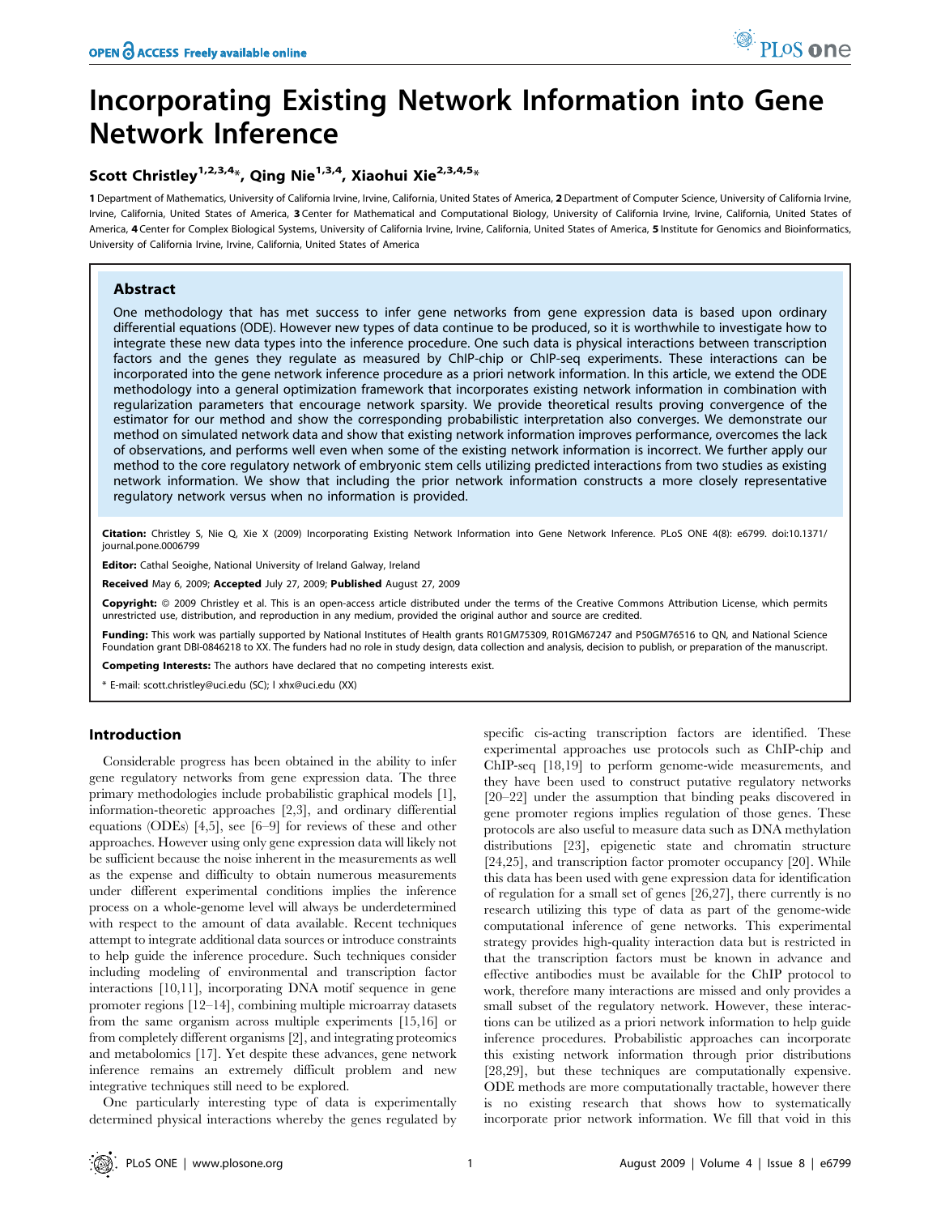# Incorporating Existing Network Information into Gene Network Inference

**Scott Christley[1,2,3,4]*, Qing Nie[1,3,4], Xiaohui Xie[2,3,4,5]***

1 Department of Mathematics, University of California Irvine, Irvine, California, United States of America, 2 Department of Computer Science, University of California Irvine, Irvine, California, United States of America, 3 Center for Mathematical and Computational Biology, University of California Irvine, Irvine, California, United States of America, 4 Center for Complex Biological Systems, University of California Irvine, Irvine, California, United States of America, 5 Institute for Genomics and Bioinformatics, University of California Irvine, Irvine, California, United States of America

## Abstract

One methodology that has met success to infer gene networks from gene expression data is based upon ordinary differential equations (ODE). However new types of data continue to be produced, so it is worthwhile to investigate how to integrate these new data types into the inference procedure. One such data is physical interactions between transcription factors and the genes they regulate as measured by ChIP-chip or ChIP-seq experiments. These interactions can be incorporated into the gene network inference procedure as a priori network information. In this article, we extend the ODE methodology into a general optimization framework that incorporates existing network information in combination with regularization parameters that encourage network sparsity. We provide theoretical results proving convergence of the estimator for our method and show the corresponding probabilistic interpretation also converges. We demonstrate our method on simulated network data and show that existing network information improves performance, overcomes the lack of observations, and performs well even when some of the existing network information is incorrect. We further apply our method to the core regulatory network of embryonic stem cells utilizing predicted interactions from two studies as existing network information. We show that including the prior network information constructs a more closely representative regulatory network versus when no information is provided.

**Citation:** Christley S, Nie Q, Xie X (2009) Incorporating Existing Network Information into Gene Network Inference. PLoS ONE 4(8): e6799. doi:10.1371/journal.pone.0006799

**Editor:** Cathal Seoighe, National University of Ireland Galway, Ireland

**Received** May 6, 2009; **Accepted** July 27, 2009; **Published** August 27, 2009

**Copyright:** © 2009 Christley et al. This is an open-access article distributed under the terms of the Creative Commons Attribution License, which permits unrestricted use, distribution, and reproduction in any medium, provided the original author and source are credited.

**Funding:** This work was partially supported by National Institutes of Health grants R01GM75309, R01GM67247 and P50GM76516 to QN, and National Science Foundation grant DBI-0846218 to XX. The funders had no role in study design, data collection and analysis, decision to publish, or preparation of the manuscript.

**Competing Interests:** The authors have declared that no competing interests exist.

\* E-mail: scott.christley@uci.edu (SC); l xhx@uci.edu (XX)

## Introduction

Considerable progress has been obtained in the ability to infer gene regulatory networks from gene expression data. The three primary methodologies include probabilistic graphical models [1], information-theoretic approaches [2,3], and ordinary differential equations (ODEs) [4,5], see [6–9] for reviews of these and other approaches. However using only gene expression data will likely not be sufficient because the noise inherent in the measurements as well as the expense and difficulty to obtain numerous measurements under different experimental conditions implies the inference process on a whole-genome level will always be underdetermined with respect to the amount of data available. Recent techniques attempt to integrate additional data sources or introduce constraints to help guide the inference procedure. Such techniques consider including modeling of environmental and transcription factor interactions [10,11], incorporating DNA motif sequence in gene promoter regions [12–14], combining multiple microarray datasets from the same organism across multiple experiments [15,16] or from completely different organisms [2], and integrating proteomics and metabolomics [17]. Yet despite these advances, gene network inference remains an extremely difficult problem and new integrative techniques still need to be explored.

One particularly interesting type of data is experimentally determined physical interactions whereby the genes regulated by specific cis-acting transcription factors are identified. These experimental approaches use protocols such as ChIP-chip and ChIP-seq [18,19] to perform genome-wide measurements, and they have been used to construct putative regulatory networks [20–22] under the assumption that binding peaks discovered in gene promoter regions implies regulation of those genes. These protocols are also useful to measure data such as DNA methylation distributions [23], epigenetic state and chromatin structure [24,25], and transcription factor promoter occupancy [20]. While this data has been used with gene expression data for identification of regulation for a small set of genes [26,27], there currently is no research utilizing this type of data as part of the genome-wide computational inference of gene networks. This experimental strategy provides high-quality interaction data but is restricted in that the transcription factors must be known in advance and effective antibodies must be available for the ChIP protocol to work, therefore many interactions are missed and only provides a small subset of the regulatory network. However, these interactions can be utilized as a priori network information to help guide inference procedures. Probabilistic approaches can incorporate this existing network information through prior distributions [28,29], but these techniques are computationally expensive. ODE methods are more computationally tractable, however there is no existing research that shows how to systematically incorporate prior network information. We fill that void in this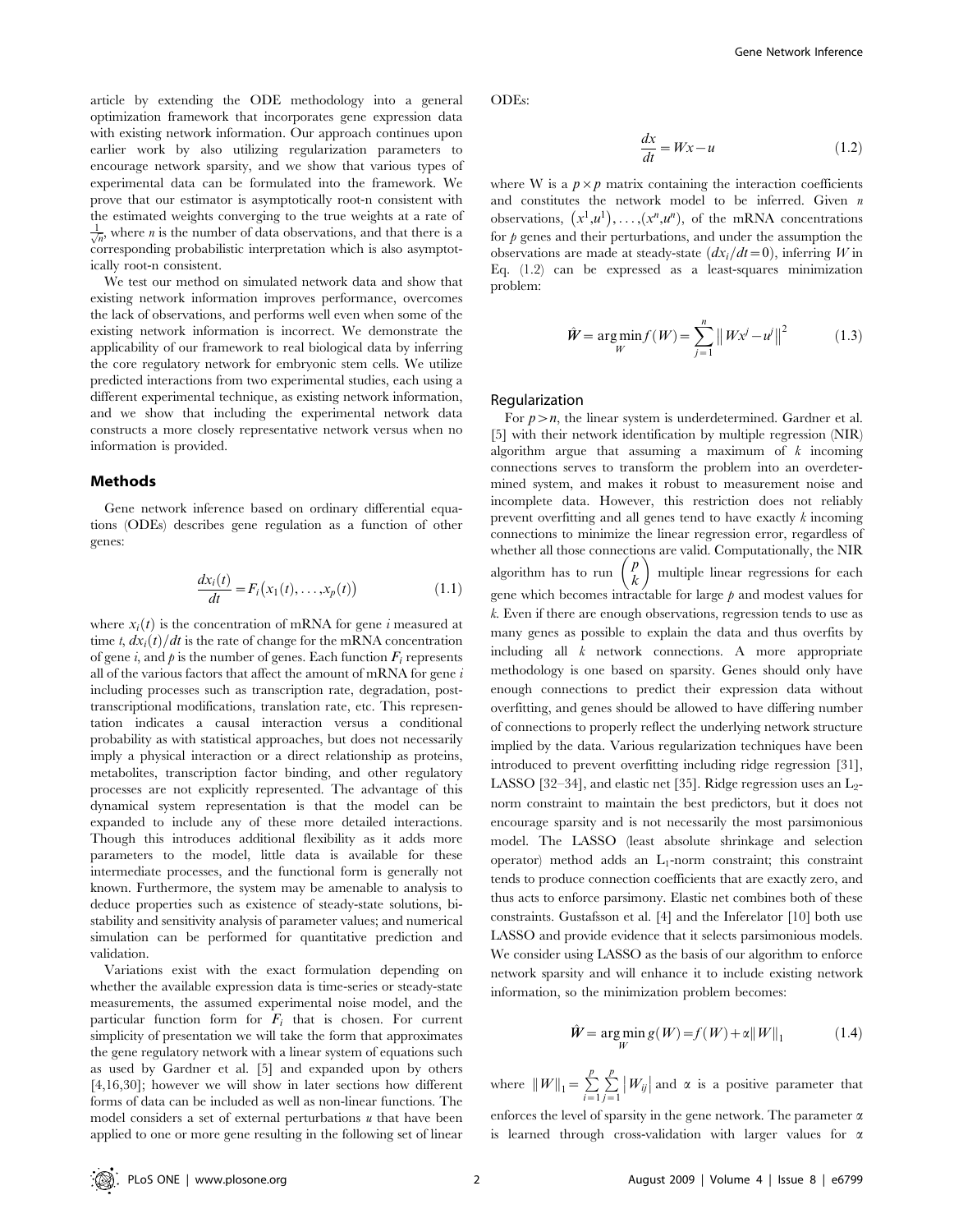article by extending the ODE methodology into a general optimization framework that incorporates gene expression data with existing network information. Our approach continues upon earlier work by also utilizing regularization parameters to encourage network sparsity, and we show that various types of experimental data can be formulated into the framework. We prove that our estimator is asymptotically root-n consistent with the estimated weights converging to the true weights at a rate of $\frac{1}{\sqrt{n}}$, where $n$ is the number of data observations, and that there is a corresponding probabilistic interpretation which is also asymptotically root-n consistent.

We test our method on simulated network data and show that existing network information improves performance, overcomes the lack of observations, and performs well even when some of the existing network information is incorrect. We demonstrate the applicability of our framework to real biological data by inferring the core regulatory network for embryonic stem cells. We utilize predicted interactions from two experimental studies, each using a different experimental technique, as existing network information, and we show that including the experimental network data constructs a more closely representative network versus when no information is provided.

## Methods

Gene network inference based on ordinary differential equations (ODEs) describes gene regulation as a function of other genes:

$$\frac{dx_i(t)}{dt} = F_i\big(x_1(t), \ldots, x_p(t)\big) \tag{1.1}$$

where $x_i(t)$ is the concentration of mRNA for gene $i$ measured at time $t$, $dx_i(t)/dt$ is the rate of change for the mRNA concentration of gene $i$, and $p$ is the number of genes. Each function $F_i$ represents all of the various factors that affect the amount of mRNA for gene $i$ including processes such as transcription rate, degradation, post-transcriptional modifications, translation rate, etc. This representation indicates a causal interaction versus a conditional probability as with statistical approaches, but does not necessarily imply a physical interaction or a direct relationship as proteins, metabolites, transcription factor binding, and other regulatory processes are not explicitly represented. The advantage of this dynamical system representation is that the model can be expanded to include any of these more detailed interactions. Though this introduces additional flexibility as it adds more parameters to the model, little data is available for these intermediate processes, and the functional form is generally not known. Furthermore, the system may be amenable to analysis to deduce properties such as existence of steady-state solutions, bi-stability and sensitivity analysis of parameter values; and numerical simulation can be performed for quantitative prediction and validation.

Variations exist with the exact formulation depending on whether the available expression data is time-series or steady-state measurements, the assumed experimental noise model, and the particular function form for $F_i$ that is chosen. For current simplicity of presentation we will take the form that approximates the gene regulatory network with a linear system of equations such as used by Gardner et al. [5] and expanded upon by others [4,16,30]; however we will show in later sections how different forms of data can be included as well as non-linear functions. The model considers a set of external perturbations $u$ that have been applied to one or more gene resulting in the following set of linear ODEs:

$$\frac{dx}{dt} = Wx - u \tag{1.2}$$

where W is a $p \times p$ matrix containing the interaction coefficients and constitutes the network model to be inferred. Given $n$ observations, $(x^1, u^1), \ldots, (x^n, u^n)$, of the mRNA concentrations for $p$ genes and their perturbations, and under the assumption the observations are made at steady-state ($dx_i/dt = 0$), inferring $W$ in Eq. (1.2) can be expressed as a least-squares minimization problem:

$$\hat{W} = \arg\min_{W} f(W) = \sum_{j=1}^{n} \left\| Wx^j - u^j \right\|^2 \tag{1.3}$$

### Regularization

For $p > n$, the linear system is underdetermined. Gardner et al. [5] with their network identification by multiple regression (NIR) algorithm argue that assuming a maximum of $k$ incoming connections serves to transform the problem into an overdetermined system, and makes it robust to measurement noise and incomplete data. However, this restriction does not reliably prevent overfitting and all genes tend to have exactly $k$ incoming connections to minimize the linear regression error, regardless of whether all those connections are valid. Computationally, the NIR algorithm has to run $\binom{p}{k}$ multiple linear regressions for each gene which becomes intractable for large $p$ and modest values for $k$. Even if there are enough observations, regression tends to use as many genes as possible to explain the data and thus overfits by including all $k$ network connections. A more appropriate methodology is one based on sparsity. Genes should only have enough connections to predict their expression data without overfitting, and genes should be allowed to have differing number of connections to properly reflect the underlying network structure implied by the data. Various regularization techniques have been introduced to prevent overfitting including ridge regression [31], LASSO [32–34], and elastic net [35]. Ridge regression uses an $L_2$-norm constraint to maintain the best predictors, but it does not encourage sparsity and is not necessarily the most parsimonious model. The LASSO (least absolute shrinkage and selection operator) method adds an $L_1$-norm constraint; this constraint tends to produce connection coefficients that are exactly zero, and thus acts to enforce parsimony. Elastic net combines both of these constraints. Gustafsson et al. [4] and the Inferelator [10] both use LASSO and provide evidence that it selects parsimonious models. We consider using LASSO as the basis of our algorithm to enforce network sparsity and will enhance it to include existing network information, so the minimization problem becomes:

$$\hat{W} = \arg\min_{W} g(W) = f(W) + \alpha \|W\|_1 \tag{1.4}$$

where $\|W\|_1 = \sum_{i=1}^{p} \sum_{j=1}^{p} |W_{ij}|$ and $\alpha$ is a positive parameter that enforces the level of sparsity in the gene network. The parameter $\alpha$ is learned through cross-validation with larger values for $\alpha$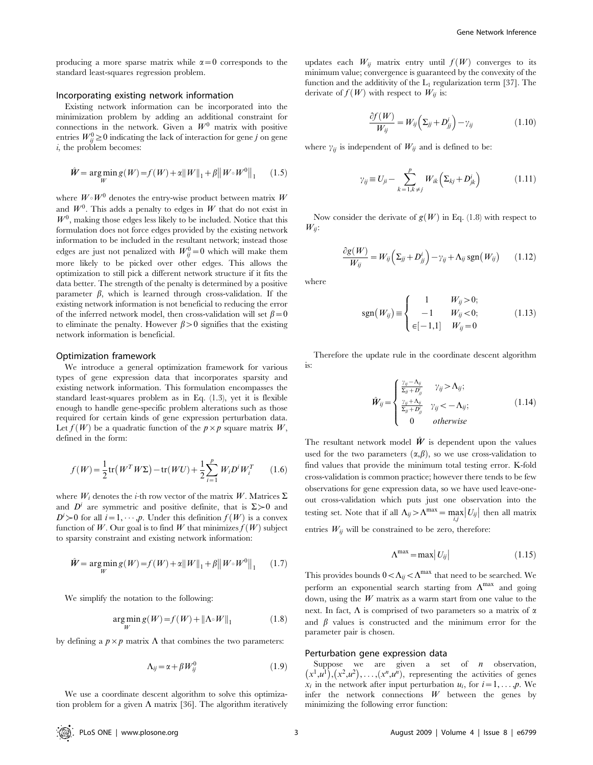producing a more sparse matrix while $\alpha = 0$ corresponds to the standard least-squares regression problem.

### Incorporating existing network information

Existing network information can be incorporated into the minimization problem by adding an additional constraint for connections in the network. Given a $W^0$ matrix with positive entries $W_{ij}^0 \geq 0$ indicating the lack of interaction for gene $j$ on gene $i$, the problem becomes:

$$\hat{W} = \arg\min_W g(W) = f(W) + \alpha\|W\|_1 + \beta\left\|W \circ W^0\right\|_1 \qquad (1.5)$$

where $W \circ W^0$ denotes the entry-wise product between matrix $W$ and $W^0$. This adds a penalty to edges in $W$ that do not exist in $W^0$, making those edges less likely to be included. Notice that this formulation does not force edges provided by the existing network information to be included in the resultant network; instead those edges are just not penalized with $W_{ij}^0 = 0$ which will make them more likely to be picked over other edges. This allows the optimization to still pick a different network structure if it fits the data better. The strength of the penalty is determined by a positive parameter $\beta$, which is learned through cross-validation. If the existing network information is not beneficial to reducing the error of the inferred network model, then cross-validation will set $\beta = 0$ to eliminate the penalty. However $\beta > 0$ signifies that the existing network information is beneficial.

### Optimization framework

We introduce a general optimization framework for various types of gene expression data that incorporates sparsity and existing network information. This formulation encompasses the standard least-squares problem as in Eq. (1.3), yet it is flexible enough to handle gene-specific problem alterations such as those required for certain kinds of gene expression perturbation data. Let $f(W)$ be a quadratic function of the $p \times p$ square matrix $W$, defined in the form:

$$f(W) = \frac{1}{2}\mathrm{tr}\left(W^T W \Sigma\right) - \mathrm{tr}(WU) + \frac{1}{2}\sum_{i=1}^{p} W_i D^i W_i^T \qquad (1.6)$$

where $W_i$ denotes the $i$-th row vector of the matrix $W$. Matrices $\Sigma$ and $D^i$ are symmetric and positive definite, that is $\Sigma \succ 0$ and $D^i \succ 0$ for all $i = 1, \cdots, p$. Under this definition $f(W)$ is a convex function of $W$. Our goal is to find $W$ that minimizes $f(W)$ subject to sparsity constraint and existing network information:

$$\hat{W} = \arg\min_W g(W) = f(W) + \alpha\|W\|_1 + \beta\left\|W \circ W^0\right\|_1 \qquad (1.7)$$

We simplify the notation to the following:

$$\arg\min_W g(W) = f(W) + \|\Lambda \circ W\|_1 \qquad (1.8)$$

by defining a $p \times p$ matrix $\Lambda$ that combines the two parameters:

$$\Lambda_{ij} = \alpha + \beta W_{ij}^0 \qquad (1.9)$$

We use a coordinate descent algorithm to solve this optimization problem for a given $\Lambda$ matrix [36]. The algorithm iteratively updates each $W_{ij}$ matrix entry until $f(W)$ converges to its minimum value; convergence is guaranteed by the convexity of the function and the additivity of the $L_1$ regularization term [37]. The derivate of $f(W)$ with respect to $W_{ij}$ is:

$$\frac{\partial f(W)}{W_{ij}} = W_{ij}\left(\Sigma_{jj} + D_{jj}^i\right) - \gamma_{ij} \qquad (1.10)$$

where $\gamma_{ij}$ is independent of $W_{ij}$ and is defined to be:

$$\gamma_{ij} \equiv U_{ji} - \sum_{k=1, k \neq j}^{p} W_{ik}\left(\Sigma_{kj} + D_{jk}^i\right) \qquad (1.11)$$

Now consider the derivate of $g(W)$ in Eq. (1.8) with respect to $W_{ij}$:

$$\frac{\partial g(W)}{W_{ij}} = W_{ij}\left(\Sigma_{jj} + D_{jj}^i\right) - \gamma_{ij} + \Lambda_{ij}\,\mathrm{sgn}\left(W_{ij}\right) \qquad (1.12)$$

where

$$\mathrm{sgn}\left(W_{ij}\right) \equiv \begin{cases} 1 & W_{ij} > 0; \\ -1 & W_{ij} < 0; \\ \in [-1, 1] & W_{ij} = 0 \end{cases} \qquad (1.13)$$

Therefore the update rule in the coordinate descent algorithm is:

$$\hat{W}_{ij} = \begin{cases} \frac{\gamma_{ij} - \Lambda_{ij}}{\Sigma_{jj} + D_{jj}^i} & \gamma_{ij} > \Lambda_{ij}; \\ \frac{\gamma_{ij} + \Lambda_{ij}}{\Sigma_{jj} + D_{jj}^i} & \gamma_{ij} < -\Lambda_{ij}; \\ 0 & \textit{otherwise} \end{cases} \qquad (1.14)$$

The resultant network model $\hat{W}$ is dependent upon the values used for the two parameters $(\alpha, \beta)$, so we use cross-validation to find values that provide the minimum total testing error. K-fold cross-validation is common practice; however there tends to be few observations for gene expression data, so we have used leave-one-out cross-validation which puts just one observation into the testing set. Note that if all $\Lambda_{ij} > \Lambda^{\max} = \max_{i,j}\left|U_{ij}\right|$ then all matrix entries $W_{ij}$ will be constrained to be zero, therefore:

$$\Lambda^{\max} = \max\left|U_{ij}\right| \qquad (1.15)$$

This provides bounds $0 < \Lambda_{ij} < \Lambda^{\max}$ that need to be searched. We perform an exponential search starting from $\Lambda^{\max}$ and going down, using the $W$ matrix as a warm start from one value to the next. In fact, $\Lambda$ is comprised of two parameters so a matrix of $\alpha$ and $\beta$ values is constructed and the minimum error for the parameter pair is chosen.

### Perturbation gene expression data

Suppose we are given a set of $n$ observation, $\left(x^1, u^1\right), \left(x^2, u^2\right), \ldots, \left(x^n, u^n\right)$, representing the activities of genes $x_i$ in the network after input perturbation $u_i$, for $i = 1, \ldots, p$. We infer the network connections $W$ between the genes by minimizing the following error function: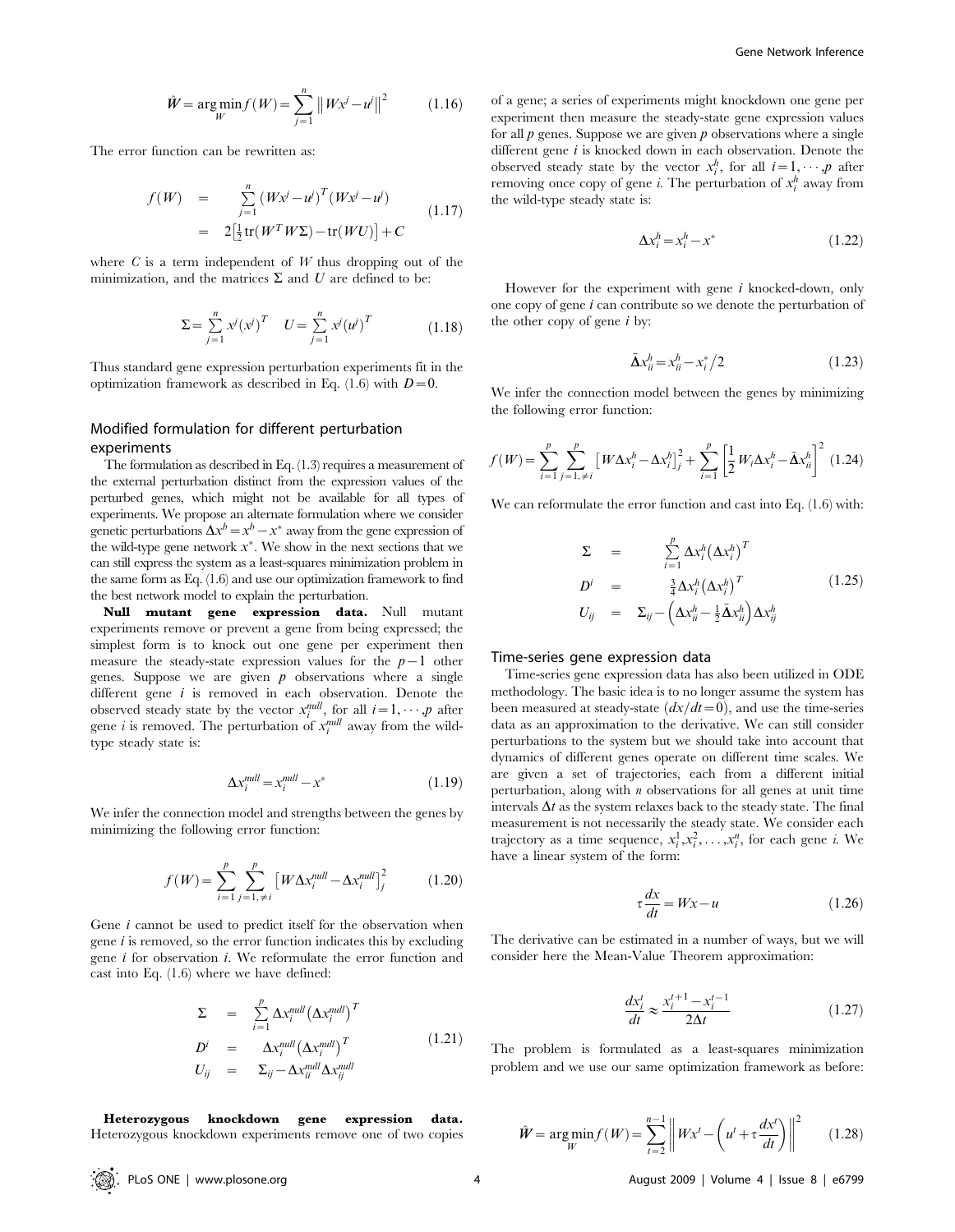$$\hat{W} = \arg\min_{W} f(W) = \sum_{j=1}^{n} \left\| Wx^j - u^j \right\|^2 \tag{1.16}$$

The error function can be rewritten as:

$$\begin{aligned} f(W) &= \sum_{j=1}^{n} \left(Wx^j - u^j\right)^T \left(Wx^j - u^j\right) \\ &= 2\left[\tfrac{1}{2}\mathrm{tr}(W^T W \Sigma) - \mathrm{tr}(WU)\right] + C \end{aligned} \tag{1.17}$$

where $C$ is a term independent of $W$ thus dropping out of the minimization, and the matrices $\Sigma$ and $U$ are defined to be:

$$\Sigma = \sum_{j=1}^{n} x^j (x^j)^T \quad U = \sum_{j=1}^{n} x^j (u^j)^T \tag{1.18}$$

Thus standard gene expression perturbation experiments fit in the optimization framework as described in Eq. (1.6) with $D=0$.

## Modified formulation for different perturbation experiments

The formulation as described in Eq. (1.3) requires a measurement of the external perturbation distinct from the expression values of the perturbed genes, which might not be available for all types of experiments. We propose an alternate formulation where we consider genetic perturbations $\Delta x^b = x^b - x^*$ away from the gene expression of the wild-type gene network $x^*$. We show in the next sections that we can still express the system as a least-squares minimization problem in the same form as Eq. (1.6) and use our optimization framework to find the best network model to explain the perturbation.

**Null mutant gene expression data.** Null mutant experiments remove or prevent a gene from being expressed; the simplest form is to knock out one gene per experiment then measure the steady-state expression values for the $p-1$ other genes. Suppose we are given $p$ observations where a single different gene $i$ is removed in each observation. Denote the observed steady state by the vector $x_i^{null}$, for all $i=1,\cdots,p$ after gene $i$ is removed. The perturbation of $x_i^{null}$ away from the wild-type steady state is:

$$\Delta x_i^{null} = x_i^{null} - x^* \tag{1.19}$$

We infer the connection model and strengths between the genes by minimizing the following error function:

$$f(W) = \sum_{i=1}^{p} \sum_{j=1,\neq i}^{p} \left[W\Delta x_i^{null} - \Delta x_i^{null}\right]_j^2 \tag{1.20}$$

Gene $i$ cannot be used to predict itself for the observation when gene $i$ is removed, so the error function indicates this by excluding gene $i$ for observation $i$. We reformulate the error function and cast into Eq. (1.6) where we have defined:

$$\begin{aligned} \Sigma &= \sum_{i=1}^{p} \Delta x_i^{null} \left(\Delta x_i^{null}\right)^T \\ D^i &= \Delta x_i^{null} \left(\Delta x_i^{null}\right)^T \\ U_{ij} &= \Sigma_{ij} - \Delta x_{ii}^{null} \Delta x_{ij}^{null} \end{aligned} \tag{1.21}$$

**Heterozygous knockdown gene expression data.** Heterozygous knockdown experiments remove one of two copies of a gene; a series of experiments might knockdown one gene per experiment then measure the steady-state gene expression values for all $p$ genes. Suppose we are given $p$ observations where a single different gene $i$ is knocked down in each observation. Denote the observed steady state by the vector $x_i^h$, for all $i=1,\cdots,p$ after removing once copy of gene $i$. The perturbation of $x_i^h$ away from the wild-type steady state is:

$$\Delta x_i^h = x_i^h - x^* \tag{1.22}$$

However for the experiment with gene $i$ knocked-down, only one copy of gene $i$ can contribute so we denote the perturbation of the other copy of gene $i$ by:

$$\tilde{\Delta} x_{ii}^h = x_{ii}^h - x_i^*/2 \tag{1.23}$$

We infer the connection model between the genes by minimizing the following error function:

$$f(W) = \sum_{i=1}^{p} \sum_{j=1,\neq i}^{p} \left[W\Delta x_i^h - \Delta x_i^h\right]_j^2 + \sum_{i=1}^{p} \left[\frac{1}{2} W_i \Delta x_i^h - \tilde{\Delta} x_{ii}^h\right]^2 \tag{1.24}$$

We can reformulate the error function and cast into Eq. (1.6) with:

$$\begin{aligned} \Sigma &= \sum_{i=1}^{p} \Delta x_i^h \left(\Delta x_i^h\right)^T \\ D^i &= \tfrac{3}{4} \Delta x_i^h \left(\Delta x_i^h\right)^T \\ U_{ij} &= \Sigma_{ij} - \left(\Delta x_{ii}^h - \tfrac{1}{2}\tilde{\Delta} x_{ii}^h\right) \Delta x_{ij}^h \end{aligned} \tag{1.25}$$

## Time-series gene expression data

Time-series gene expression data has also been utilized in ODE methodology. The basic idea is to no longer assume the system has been measured at steady-state ($dx/dt = 0$), and use the time-series data as an approximation to the derivative. We can still consider perturbations to the system but we should take into account that dynamics of different genes operate on different time scales. We are given a set of trajectories, each from a different initial perturbation, along with $n$ observations for all genes at unit time intervals $\Delta t$ as the system relaxes back to the steady state. The final measurement is not necessarily the steady state. We consider each trajectory as a time sequence, $x_i^1, x_i^2, \ldots, x_i^n$, for each gene $i$. We have a linear system of the form:

$$\tau \frac{dx}{dt} = Wx - u \tag{1.26}$$

The derivative can be estimated in a number of ways, but we will consider here the Mean-Value Theorem approximation:

$$\frac{dx_i^t}{dt} \approx \frac{x_i^{t+1} - x_i^{t-1}}{2\Delta t} \tag{1.27}$$

The problem is formulated as a least-squares minimization problem and we use our same optimization framework as before:

$$\hat{W} = \arg\min_{W} f(W) = \sum_{t=2}^{n-1} \left\| Wx^t - \left(u^t + \tau \frac{dx^t}{dt}\right) \right\|^2 \tag{1.28}$$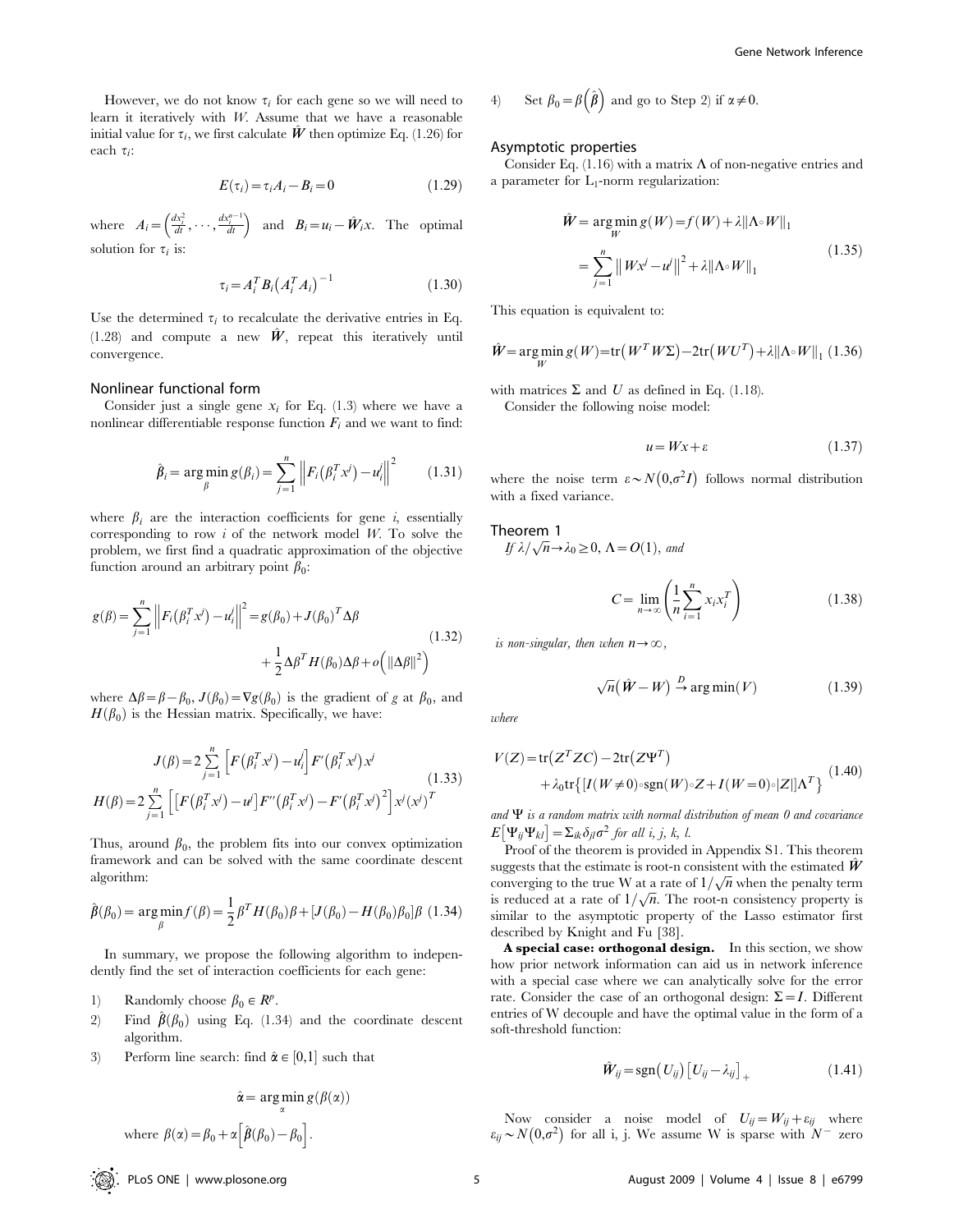However, we do not know $\tau_i$ for each gene so we will need to learn it iteratively with $W$. Assume that we have a reasonable initial value for $\tau_i$, we first calculate $\hat{W}$ then optimize Eq. (1.26) for each $\tau_i$:

$$E(\tau_i) = \tau_i A_i - B_i = 0 \tag{1.29}$$

where $A_i = \left(\frac{dx_i^2}{dt}, \cdots, \frac{dx_i^{n-1}}{dt}\right)$ and $B_i = u_i - \hat{W}_i x$. The optimal solution for $\tau_i$ is:

$$\tau_i = A_i^T B_i \left(A_i^T A_i\right)^{-1} \tag{1.30}$$

Use the determined $\tau_i$ to recalculate the derivative entries in Eq. (1.28) and compute a new $\hat{W}$, repeat this iteratively until convergence.

### Nonlinear functional form

Consider just a single gene $x_i$ for Eq. (1.3) where we have a nonlinear differentiable response function $F_i$ and we want to find:

$$\hat{\beta}_i = \arg\min_{\beta} g(\beta_i) = \sum_{j=1}^{n} \left\| F_i\left(\beta_i^T x^j\right) - u_i^j \right\|^2 \tag{1.31}$$

where $\beta_i$ are the interaction coefficients for gene $i$, essentially corresponding to row $i$ of the network model $W$. To solve the problem, we first find a quadratic approximation of the objective function around an arbitrary point $\beta_0$:

$$\begin{aligned} g(\beta) = \sum_{j=1}^{n} \left\| F_i\left(\beta_i^T x^j\right) - u_i^j \right\|^2 = g(\beta_0) + J(\beta_0)^T \Delta\beta \\ + \frac{1}{2} \Delta\beta^T H(\beta_0) \Delta\beta + o\left(\|\Delta\beta\|^2\right) \end{aligned} \tag{1.32}$$

where $\Delta\beta = \beta - \beta_0$, $J(\beta_0) = \nabla g(\beta_0)$ is the gradient of $g$ at $\beta_0$, and $H(\beta_0)$ is the Hessian matrix. Specifically, we have:

$$\begin{aligned} J(\beta) &= 2 \sum_{j=1}^{n} \left[ F\left(\beta_i^T x^j\right) - u_i^j \right] F'\left(\beta_i^T x^j\right) x^j \\ H(\beta) &= 2 \sum_{j=1}^{n} \left[ \left[ F\left(\beta_i^T x^j\right) - u^j \right] F''\left(\beta_i^T x^j\right) - F'\left(\beta_i^T x^j\right)^2 \right] x^j \left(x^j\right)^T \end{aligned} \tag{1.33}$$

Thus, around $\beta_0$, the problem fits into our convex optimization framework and can be solved with the same coordinate descent algorithm:

$$\hat{\beta}(\beta_0) = \arg\min_{\beta} f(\beta) = \frac{1}{2} \beta^T H(\beta_0) \beta + [J(\beta_0) - H(\beta_0)\beta_0] \beta \tag{1.34}$$

In summary, we propose the following algorithm to independently find the set of interaction coefficients for each gene:

1) Randomly choose $\beta_0 \in R^p$.
2) Find $\hat{\beta}(\beta_0)$ using Eq. (1.34) and the coordinate descent algorithm.
3) Perform line search: find $\hat{\alpha} \in [0,1]$ such that

$$\hat{\alpha} = \arg\min_{\alpha} g(\beta(\alpha))$$

   where $\beta(\alpha) = \beta_0 + \alpha\left[\hat{\beta}(\beta_0) - \beta_0\right]$.

4) Set $\beta_0 = \beta\left(\hat{\beta}\right)$ and go to Step 2) if $\alpha \neq 0$.

### Asymptotic properties

Consider Eq. (1.16) with a matrix $\Lambda$ of non-negative entries and a parameter for $L_1$-norm regularization:

$$\begin{aligned} \hat{W} &= \arg\min_{W} g(W) = f(W) + \lambda \|\Lambda \circ W\|_1 \\ &= \sum_{j=1}^{n} \left\| W x^j - u^j \right\|^2 + \lambda \|\Lambda \circ W\|_1 \end{aligned} \tag{1.35}$$

This equation is equivalent to:

$$\hat{W} = \arg\min_{W} g(W) = \mathrm{tr}\left(W^T W \Sigma\right) - 2\mathrm{tr}\left(W U^T\right) + \lambda \|\Lambda \circ W\|_1 \tag{1.36}$$

with matrices $\Sigma$ and $U$ as defined in Eq. (1.18).

Consider the following noise model:

$$u = Wx + \varepsilon \tag{1.37}$$

where the noise term $\varepsilon \sim N\left(0, \sigma^2 I\right)$ follows normal distribution with a fixed variance.

### Theorem 1

*If $\lambda/\sqrt{n} \to \lambda_0 \geq 0$, $\Lambda = O(1)$, and*

$$C = \lim_{n \to \infty} \left( \frac{1}{n} \sum_{i=1}^{n} x_i x_i^T \right) \tag{1.38}$$

*is non-singular, then when $n \to \infty$,*

$$\sqrt{n}\left(\hat{W} - W\right) \xrightarrow{D} \arg\min(V) \tag{1.39}$$

*where*

$$\begin{aligned} V(Z) = \mathrm{tr}\left(Z^T Z C\right) - 2\mathrm{tr}\left(Z \Psi^T\right) \\ + \lambda_0 \mathrm{tr}\left\{ [I(W \neq 0) \circ \mathrm{sgn}(W) \circ Z + I(W = 0) \circ |Z|] \Lambda^T \right\} \end{aligned} \tag{1.40}$$

*and $\Psi$ is a random matrix with normal distribution of mean 0 and covariance $E\left[\Psi_{ij}\Psi_{kl}\right] = \Sigma_{ik}\delta_{jl}\sigma^2$ for all i, j, k, l.*

Proof of the theorem is provided in Appendix S1. This theorem suggests that the estimate is root-n consistent with the estimated $\hat{W}$ converging to the true W at a rate of $1/\sqrt{n}$ when the penalty term is reduced at a rate of $1/\sqrt{n}$. The root-n consistency property is similar to the asymptotic property of the Lasso estimator first described by Knight and Fu [38].

**A special case: orthogonal design.** In this section, we show how prior network information can aid us in network inference with a special case where we can analytically solve for the error rate. Consider the case of an orthogonal design: $\Sigma = I$. Different entries of W decouple and have the optimal value in the form of a soft-threshold function:

$$\hat{W}_{ij} = \mathrm{sgn}\left(U_{ij}\right)\left[U_{ij} - \lambda_{ij}\right]_+ \tag{1.41}$$

Now consider a noise model of $U_{ij} = W_{ij} + \varepsilon_{ij}$ where $\varepsilon_{ij} \sim N\left(0, \sigma^2\right)$ for all i, j. We assume W is sparse with $N^-$ zero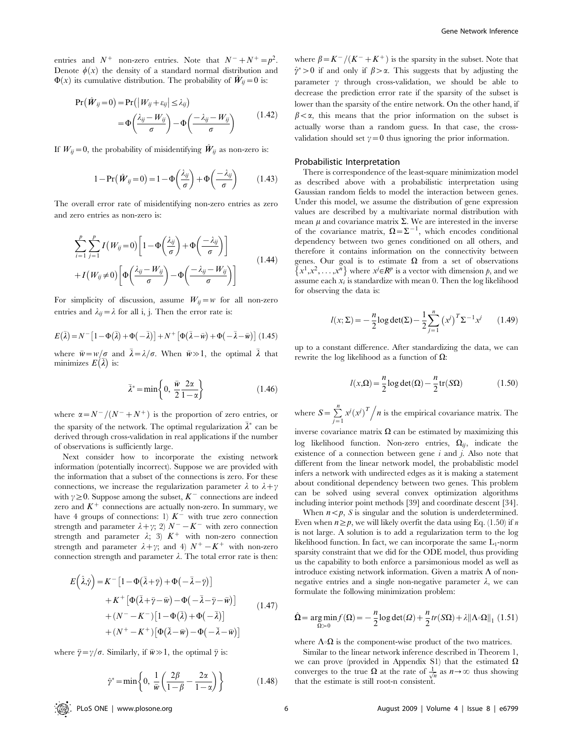entries and $N^+$ non-zero entries. Note that $N^- + N^+ = p^2$. Denote $\phi(x)$ the density of a standard normal distribution and $\Phi(x)$ its cumulative distribution. The probability of $\hat{W}_{ij} = 0$ is:

$$\Pr(\hat{W}_{ij}=0) = \Pr(|W_{ij}+\varepsilon_{ij}| \leq \lambda_{ij}) = \Phi\left(\frac{\lambda_{ij}-W_{ij}}{\sigma}\right) - \Phi\left(\frac{-\lambda_{ij}-W_{ij}}{\sigma}\right) \tag{1.42}$$

If $W_{ij}=0$, the probability of misidentifying $\hat{W}_{ij}$ as non-zero is:

$$1-\Pr(\hat{W}_{ij}=0) = 1-\Phi\left(\frac{\lambda_{ij}}{\sigma}\right)+\Phi\left(\frac{-\lambda_{ij}}{\sigma}\right) \tag{1.43}$$

The overall error rate of misidentifying non-zero entries as zero and zero entries as non-zero is:

$$\sum_{i=1}^{p}\sum_{j=1}^{p} I(W_{ij}=0)\left[1-\Phi\left(\frac{\lambda_{ij}}{\sigma}\right)+\Phi\left(\frac{-\lambda_{ij}}{\sigma}\right)\right] + I(W_{ij}\neq 0)\left[\Phi\left(\frac{\lambda_{ij}-W_{ij}}{\sigma}\right)-\Phi\left(\frac{-\lambda_{ij}-W_{ij}}{\sigma}\right)\right] \tag{1.44}$$

For simplicity of discussion, assume $W_{ij}=w$ for all non-zero entries and $\lambda_{ij}=\lambda$ for all i, j. Then the error rate is:

$$E(\bar{\lambda}) = N^-\left[1-\Phi(\bar{\lambda})+\Phi(-\bar{\lambda})\right] + N^+\left[\Phi(\bar{\lambda}-\bar{w})+\Phi(-\bar{\lambda}-\bar{w})\right] \tag{1.45}$$

where $\bar{w}=w/\sigma$ and $\bar{\lambda}=\lambda/\sigma$. When $\bar{w} \gg 1$, the optimal $\bar{\lambda}$ that minimizes $E(\bar{\lambda})$ is:

$$\bar{\lambda}^* = \min\left\{0, \ \frac{\bar{w}}{2}\frac{2\alpha}{1-\alpha}\right\} \tag{1.46}$$

where $\alpha = N^-/(N^-+N^+)$ is the proportion of zero entries, or the sparsity of the network. The optimal regularization $\bar{\lambda}^*$ can be derived through cross-validation in real applications if the number of observations is sufficiently large.

Next consider how to incorporate the existing network information (potentially incorrect). Suppose we are provided with the information that a subset of the connections is zero. For these connections, we increase the regularization parameter $\lambda$ to $\lambda+\gamma$ with $\gamma \geq 0$. Suppose among the subset, $K^-$ connections are indeed zero and $K^+$ connections are actually non-zero. In summary, we have 4 groups of connections: 1) $K^-$ with true zero connection strength and parameter $\lambda+\gamma$; 2) $N^- - K^-$ with zero connection strength and parameter $\lambda$; 3) $K^+$ with non-zero connection strength and parameter $\lambda+\gamma$; and 4) $N^+ - K^+$ with non-zero connection strength and parameter $\lambda$. The total error rate is then:

$$\begin{aligned} E(\hat{\lambda},\hat{\gamma}) = {} & K^-\left[1-\Phi(\bar{\lambda}+\bar{\gamma})+\Phi(-\bar{\lambda}-\bar{\gamma})\right] \\ & + K^+\left[\Phi(\bar{\lambda}+\bar{\gamma}-\bar{w})-\Phi(-\bar{\lambda}-\bar{\gamma}-\bar{w})\right] \\ & + (N^- - K^-)\left[1-\Phi(\bar{\lambda})+\Phi(-\bar{\lambda})\right] \\ & + (N^+ - K^+)\left[\Phi(\bar{\lambda}-\bar{w})-\Phi(-\bar{\lambda}-\bar{w})\right] \end{aligned} \tag{1.47}$$

where $\bar{\gamma}=\gamma/\sigma$. Similarly, if $\bar{w} \gg 1$, the optimal $\bar{\gamma}$ is:

$$\hat{\gamma}^* = \min\left\{0, \ \frac{1}{\bar{w}}\left(\frac{2\beta}{1-\beta}-\frac{2\alpha}{1-\alpha}\right)\right\} \tag{1.48}$$

where $\beta = K^-/(K^-+K^+)$ is the sparsity in the subset. Note that $\hat{\gamma}^* > 0$ if and only if $\beta > \alpha$. This suggests that by adjusting the parameter $\gamma$ through cross-validation, we should be able to decrease the prediction error rate if the sparsity of the subset is lower than the sparsity of the entire network. On the other hand, if $\beta < \alpha$, this means that the prior information on the subset is actually worse than a random guess. In that case, the cross-validation should set $\gamma = 0$ thus ignoring the prior information.

### Probabilistic Interpretation

There is correspondence of the least-square minimization model as described above with a probabilistic interpretation using Gaussian random fields to model the interaction between genes. Under this model, we assume the distribution of gene expression values are described by a multivariate normal distribution with mean $\mu$ and covariance matrix $\Sigma$. We are interested in the inverse of the covariance matrix, $\Omega = \Sigma^{-1}$, which encodes conditional dependency between two genes conditioned on all others, and therefore it contains information on the connectivity between genes. Our goal is to estimate $\Omega$ from a set of observations $\{x^1, x^2, \ldots, x^n\}$ where $x^j \in R^p$ is a vector with dimension $p$, and we assume each $x_i$ is standardize with mean 0. Then the log likelihood for observing the data is:

$$l(x;\Sigma) = -\frac{n}{2}\log\det(\Sigma) - \frac{1}{2}\sum_{j=1}^{n}\left(x^j\right)^T\Sigma^{-1}x^j \tag{1.49}$$

up to a constant difference. After standardizing the data, we can rewrite the log likelihood as a function of $\Omega$:

$$l(x,\Omega) = \frac{n}{2}\log\det(\Omega) - \frac{n}{2}\mathrm{tr}(S\Omega) \tag{1.50}$$

where $S = \sum_{j=1}^{n} x^j(x^j)^T \Big/ n$ is the empirical covariance matrix. The inverse covariance matrix $\Omega$ can be estimated by maximizing this log likelihood function. Non-zero entries, $\Omega_{ij}$, indicate the existence of a connection between gene $i$ and $j$. Also note that different from the linear network model, the probabilistic model infers a network with undirected edges as it is making a statement about conditional dependency between two genes. This problem can be solved using several convex optimization algorithms including interior point methods [39] and coordinate descent [34].

When $n < p$, $S$ is singular and the solution is underdetermined. Even when $n \geq p$, we will likely overfit the data using Eq. (1.50) if $n$ is not large. A solution is to add a regularization term to the log likelihood function. In fact, we can incorporate the same $L_1$-norm sparsity constraint that we did for the ODE model, thus providing us the capability to both enforce a parsimonious model as well as introduce existing network information. Given a matrix $\Lambda$ of non-negative entries and a single non-negative parameter $\lambda$, we can formulate the following minimization problem:

$$\hat{\Omega} = \underset{\Omega \succ 0}{\arg\min} f(\Omega) = -\frac{n}{2}\log\det(\Omega) + \frac{n}{2}tr(S\Omega) + \lambda\|\Lambda \circ \Omega\|_1 \tag{1.51}$$

where $\Lambda \circ \Omega$ is the component-wise product of the two matrices.

Similar to the linear network inference described in Theorem 1, we can prove (provided in Appendix S1) that the estimated $\Omega$ converges to the true $\Omega$ at the rate of $\frac{1}{\sqrt{n}}$ as $n \to \infty$ thus showing that the estimate is still root-n consistent.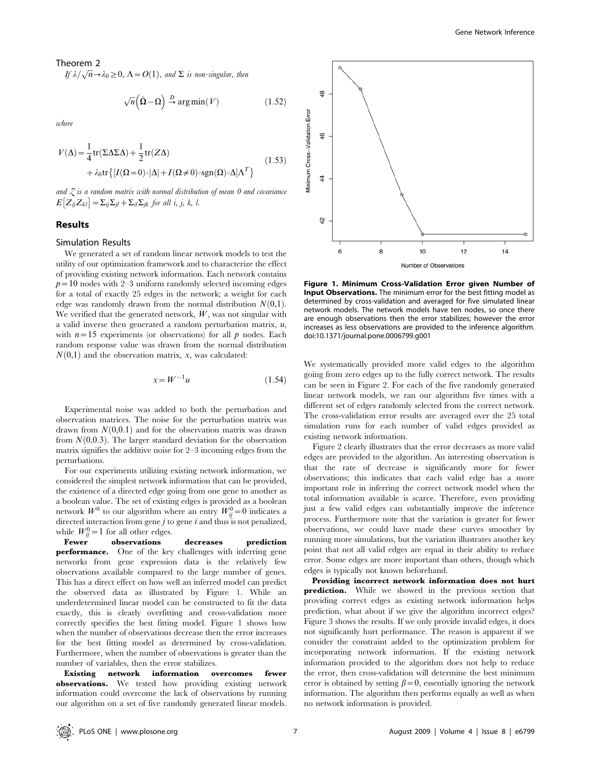Theorem 2

*If* $\lambda/\sqrt{n} \to \lambda_0 \geq 0$, $\Lambda = O(1)$, *and* $\Sigma$ *is non-singular, then*

$$\sqrt{n}\left(\hat{\Omega} - \Omega\right) \xrightarrow{D} \arg\min(V) \tag{1.52}$$

*where*

$$V(\Delta) = \frac{1}{4}\mathrm{tr}(\Sigma\Delta\Sigma\Delta) + \frac{1}{2}\mathrm{tr}(Z\Delta) + \lambda_0 \mathrm{tr}\left\{[I(\Omega=0)\circ|\Delta| + I(\Omega \neq 0)\circ \mathrm{sgn}(\Omega)\circ\Delta]\Lambda^T\right\} \tag{1.53}$$

*and* $Z$ *is a random matrix with normal distribution of mean 0 and covariance* $E[Z_{ij}Z_{kl}] = \Sigma_{ij}\Sigma_{jl} + \Sigma_{il}\Sigma_{jk}$ *for all i, j, k, l.*

## Results

### Simulation Results

We generated a set of random linear network models to test the utility of our optimization framework and to characterize the effect of providing existing network information. Each network contains $p = 10$ nodes with 2–3 uniform randomly selected incoming edges for a total of exactly 25 edges in the network; a weight for each edge was randomly drawn from the normal distribution $N(0,1)$. We verified that the generated network, $W$, was not singular with a valid inverse then generated a random perturbation matrix, $u$, with $n = 15$ experiments (or observations) for all $p$ nodes. Each random response value was drawn from the normal distribution $N(0,1)$ and the observation matrix, $x$, was calculated:

$$x = W^{-1}u \tag{1.54}$$

Experimental noise was added to both the perturbation and observation matrices. The noise for the perturbation matrix was drawn from $N(0,0.1)$ and for the observation matrix was drawn from $N(0,0.3)$. The larger standard deviation for the observation matrix signifies the additive noise for 2–3 incoming edges from the perturbations.

For our experiments utilizing existing network information, we considered the simplest network information that can be provided, the existence of a directed edge going from one gene to another as a boolean value. The set of existing edges is provided as a boolean network $W^0$ to our algorithm where an entry $W^0_{ij} = 0$ indicates a directed interaction from gene $j$ to gene $i$ and thus is not penalized, while $W^0_{ij} = 1$ for all other edges.

**Fewer observations decreases prediction performance.** One of the key challenges with inferring gene networks from gene expression data is the relatively few observations available compared to the large number of genes. This has a direct effect on how well an inferred model can predict the observed data as illustrated by Figure 1. While an underdetermined linear model can be constructed to fit the data exactly, this is clearly overfitting and cross-validation more correctly specifies the best fitting model. Figure 1 shows how when the number of observations decrease then the error increases for the best fitting model as determined by cross-validation. Furthermore, when the number of observations is greater than the number of variables, then the error stabilizes.

**Figure 1. Minimum Cross-Validation Error given Number of Input Observations.** The minimum error for the best fitting model as determined by cross-validation and averaged for five simulated linear network models. The network models have ten nodes, so once there are enough observations then the error stabilizes; however the error increases as less observations are provided to the inference algorithm. doi:10.1371/journal.pone.0006799.g001

**Existing network information overcomes fewer observations.** We tested how providing existing network information could overcome the lack of observations by running our algorithm on a set of five randomly generated linear models. We systematically provided more valid edges to the algorithm going from zero edges up to the fully correct network. The results can be seen in Figure 2. For each of the five randomly generated linear network models, we ran our algorithm five times with a different set of edges randomly selected from the correct network. The cross-validation error results are averaged over the 25 total simulation runs for each number of valid edges provided as existing network information.

Figure 2 clearly illustrates that the error decreases as more valid edges are provided to the algorithm. An interesting observation is that the rate of decrease is significantly more for fewer observations; this indicates that each valid edge has a more important role in inferring the correct network model when the total information available is scarce. Therefore, even providing just a few valid edges can substantially improve the inference process. Furthermore note that the variation is greater for fewer observations, we could have made these curves smoother by running more simulations, but the variation illustrates another key point that not all valid edges are equal in their ability to reduce error. Some edges are more important than others, though which edges is typically not known beforehand.

**Providing incorrect network information does not hurt prediction.** While we showed in the previous section that providing correct edges as existing network information helps prediction, what about if we give the algorithm incorrect edges? Figure 3 shows the results. If we only provide invalid edges, it does not significantly hurt performance. The reason is apparent if we consider the constraint added to the optimization problem for incorporating network information. If the existing network information provided to the algorithm does not help to reduce the error, then cross-validation will determine the best minimum error is obtained by setting $\beta = 0$, essentially ignoring the network information. The algorithm then performs equally as well as when no network information is provided.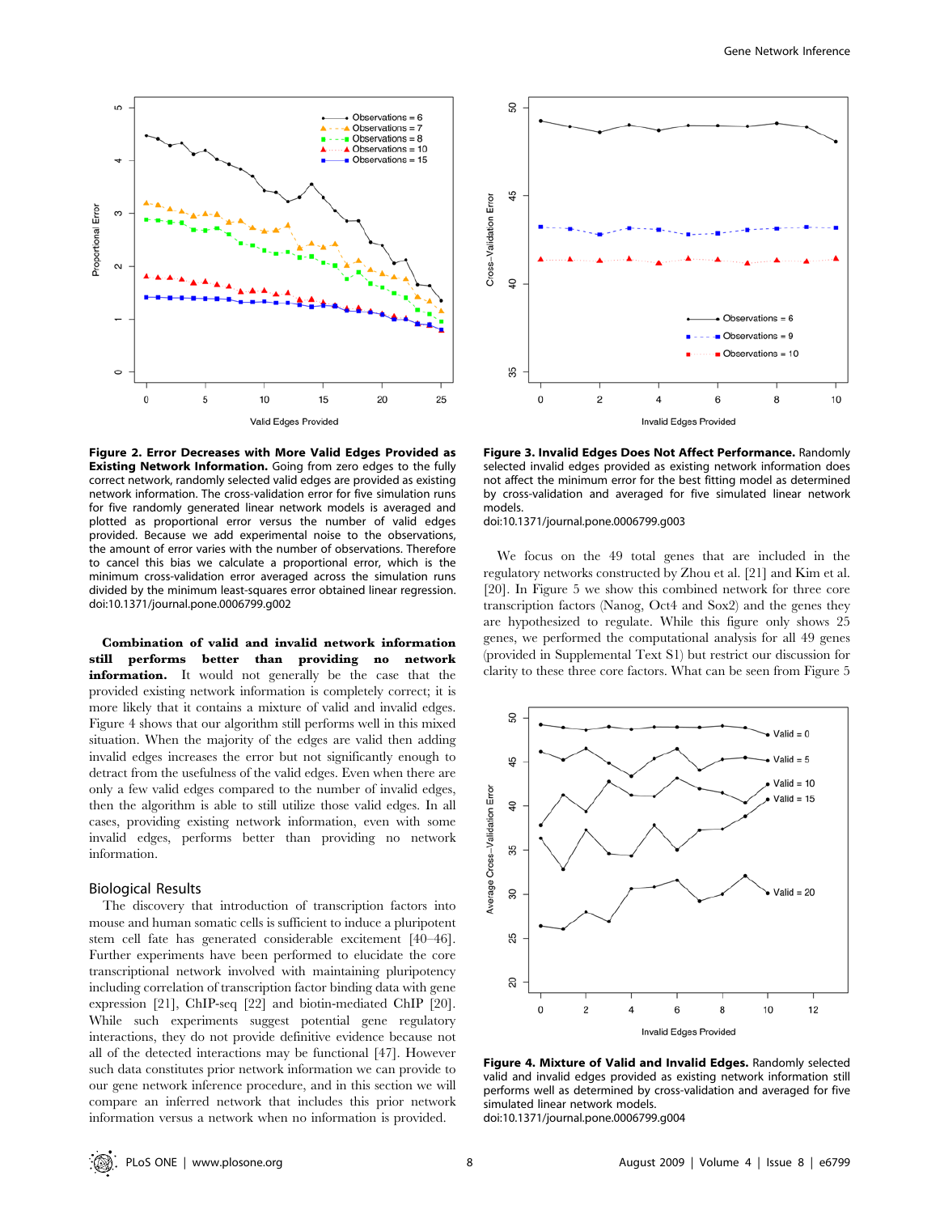**Figure 2. Error Decreases with More Valid Edges Provided as Existing Network Information.** Going from zero edges to the fully correct network, randomly selected valid edges are provided as existing network information. The cross-validation error for five simulation runs for five randomly generated linear network models is averaged and plotted as proportional error versus the number of valid edges provided. Because we add experimental noise to the observations, the amount of error varies with the number of observations. Therefore to cancel this bias we calculate a proportional error, which is the minimum cross-validation error averaged across the simulation runs divided by the minimum least-squares error obtained linear regression.
doi:10.1371/journal.pone.0006799.g002

**Figure 3. Invalid Edges Does Not Affect Performance.** Randomly selected invalid edges provided as existing network information does not affect the minimum error for the best fitting model as determined by cross-validation and averaged for five simulated linear network models.
doi:10.1371/journal.pone.0006799.g003

**Combination of valid and invalid network information still performs better than providing no network information.** It would not generally be the case that the provided existing network information is completely correct; it is more likely that it contains a mixture of valid and invalid edges. Figure 4 shows that our algorithm still performs well in this mixed situation. When the majority of the edges are valid then adding invalid edges increases the error but not significantly enough to detract from the usefulness of the valid edges. Even when there are only a few valid edges compared to the number of invalid edges, then the algorithm is able to still utilize those valid edges. In all cases, providing existing network information, even with some invalid edges, performs better than providing no network information.

## Biological Results

The discovery that introduction of transcription factors into mouse and human somatic cells is sufficient to induce a pluripotent stem cell fate has generated considerable excitement [40–46]. Further experiments have been performed to elucidate the core transcriptional network involved with maintaining pluripotency including correlation of transcription factor binding data with gene expression [21], ChIP-seq [22] and biotin-mediated ChIP [20]. While such experiments suggest potential gene regulatory interactions, they do not provide definitive evidence because not all of the detected interactions may be functional [47]. However such data constitutes prior network information we can provide to our gene network inference procedure, and in this section we will compare an inferred network that includes this prior network information versus a network when no information is provided.

We focus on the 49 total genes that are included in the regulatory networks constructed by Zhou et al. [21] and Kim et al. [20]. In Figure 5 we show this combined network for three core transcription factors (Nanog, Oct4 and Sox2) and the genes they are hypothesized to regulate. While this figure only shows 25 genes, we performed the computational analysis for all 49 genes (provided in Supplemental Text S1) but restrict our discussion for clarity to these three core factors. What can be seen from Figure 5

**Figure 4. Mixture of Valid and Invalid Edges.** Randomly selected valid and invalid edges provided as existing network information still performs well as determined by cross-validation and averaged for five simulated linear network models.
doi:10.1371/journal.pone.0006799.g004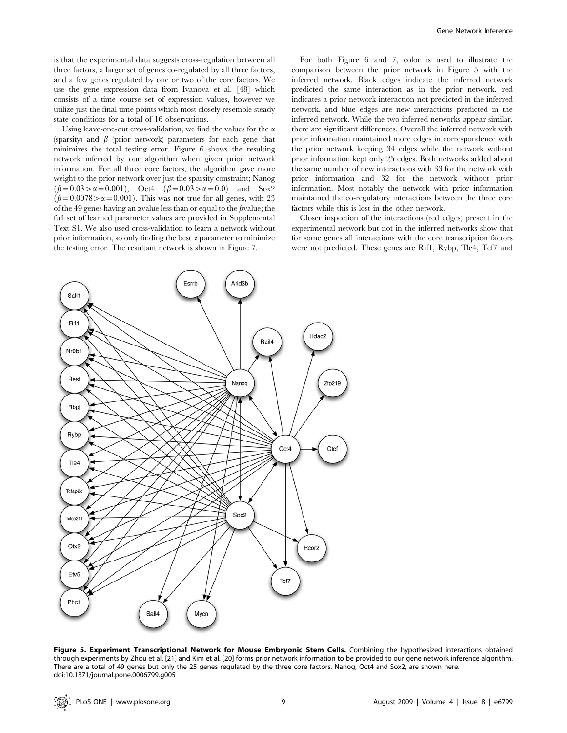is that the experimental data suggests cross-regulation between all three factors, a larger set of genes co-regulated by all three factors, and a few genes regulated by one or two of the core factors. We use the gene expression data from Ivanova et al. [48] which consists of a time course set of expression values, however we utilize just the final time points which most closely resemble steady state conditions for a total of 16 observations.

Using leave-one-out cross-validation, we find the values for the $\alpha$ (sparsity) and $\beta$ (prior network) parameters for each gene that minimizes the total testing error. Figure 6 shows the resulting network inferred by our algorithm when given prior network information. For all three core factors, the algorithm gave more weight to the prior network over just the sparsity constraint; Nanog ($\beta=0.03>\alpha=0.001$), Oct4 ($\beta=0.03>\alpha=0.0$) and Sox2 ($\beta=0.0078>\alpha=0.001$). This was not true for all genes, with 23 of the 49 genes having an $\alpha$value less than or equal to the $\beta$value; the full set of learned parameter values are provided in Supplemental Text S1. We also used cross-validation to learn a network without prior information, so only finding the best $\alpha$ parameter to minimize the testing error. The resultant network is shown in Figure 7.

For both Figure 6 and 7, color is used to illustrate the comparison between the prior network in Figure 5 with the inferred network. Black edges indicate the inferred network predicted the same interaction as in the prior network, red indicates a prior network interaction not predicted in the inferred network, and blue edges are new interactions predicted in the inferred network. While the two inferred networks appear similar, there are significant differences. Overall the inferred network with prior information maintained more edges in correspondence with the prior network keeping 34 edges while the network without prior information kept only 25 edges. Both networks added about the same number of new interactions with 33 for the network with prior information and 32 for the network without prior information. Most notably the network with prior information maintained the co-regulatory interactions between the three core factors while this is lost in the other network.

Closer inspection of the interactions (red edges) present in the experimental network but not in the inferred networks show that for some genes all interactions with the core transcription factors were not predicted. These genes are Rif1, Rybp, Tle4, Tcf7 and

**Figure 5. Experiment Transcriptional Network for Mouse Embryonic Stem Cells.** Combining the hypothesized interactions obtained through experiments by Zhou et al. [21] and Kim et al. [20] forms prior network information to be provided to our gene network inference algorithm. There are a total of 49 genes but only the 25 genes regulated by the three core factors, Nanog, Oct4 and Sox2, are shown here.
doi:10.1371/journal.pone.0006799.g005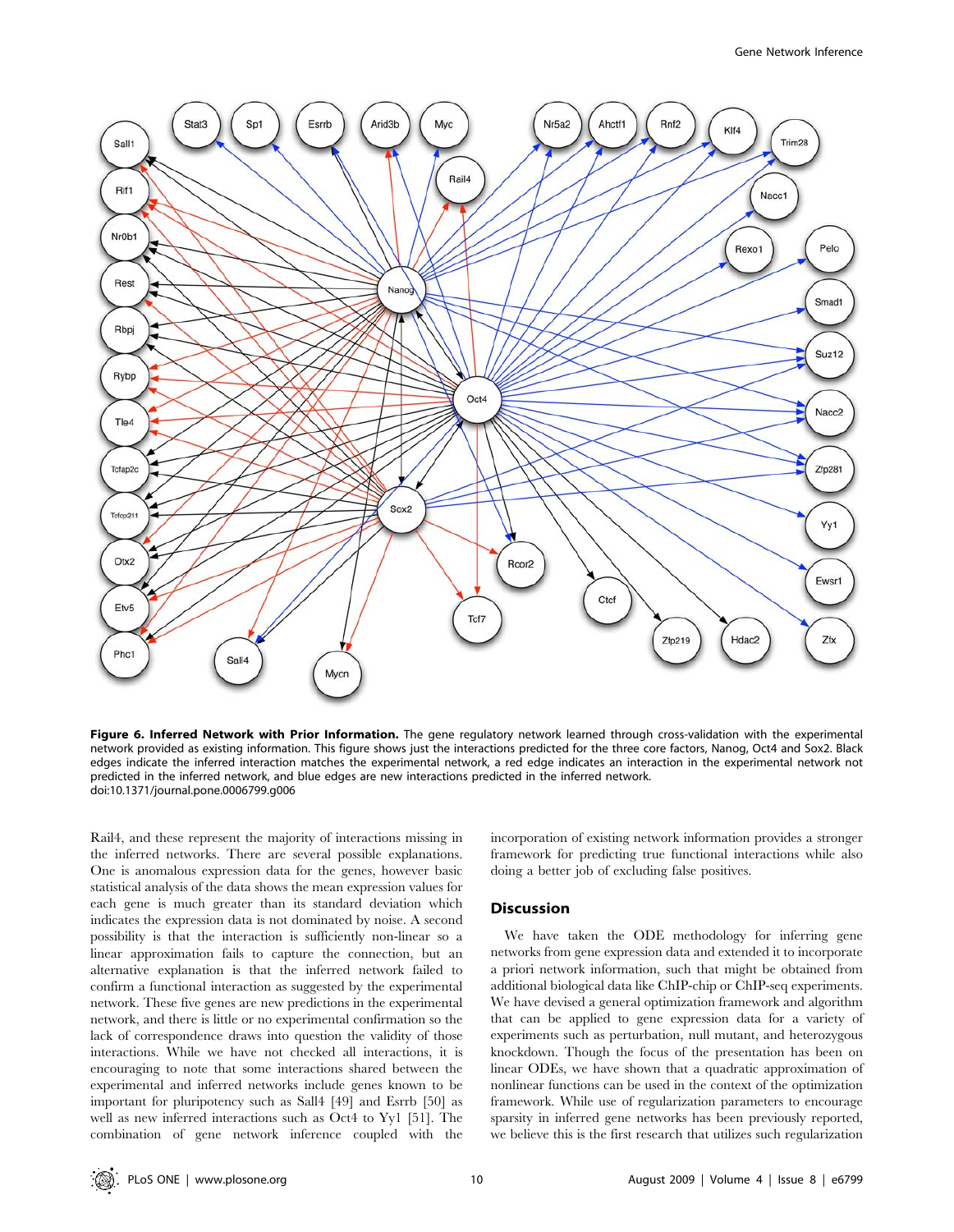**Figure 6. Inferred Network with Prior Information.** The gene regulatory network learned through cross-validation with the experimental network provided as existing information. This figure shows just the interactions predicted for the three core factors, Nanog, Oct4 and Sox2. Black edges indicate the inferred interaction matches the experimental network, a red edge indicates an interaction in the experimental network not predicted in the inferred network, and blue edges are new interactions predicted in the inferred network.
doi:10.1371/journal.pone.0006799.g006

Rail4, and these represent the majority of interactions missing in the inferred networks. There are several possible explanations. One is anomalous expression data for the genes, however basic statistical analysis of the data shows the mean expression values for each gene is much greater than its standard deviation which indicates the expression data is not dominated by noise. A second possibility is that the interaction is sufficiently non-linear so a linear approximation fails to capture the connection, but an alternative explanation is that the inferred network failed to confirm a functional interaction as suggested by the experimental network. These five genes are new predictions in the experimental network, and there is little or no experimental confirmation so the lack of correspondence draws into question the validity of those interactions. While we have not checked all interactions, it is encouraging to note that some interactions shared between the experimental and inferred networks include genes known to be important for pluripotency such as Sall4 [49] and Esrrb [50] as well as new inferred interactions such as Oct4 to Yy1 [51]. The combination of gene network inference coupled with the incorporation of existing network information provides a stronger framework for predicting true functional interactions while also doing a better job of excluding false positives.

## Discussion

We have taken the ODE methodology for inferring gene networks from gene expression data and extended it to incorporate a priori network information, such that might be obtained from additional biological data like ChIP-chip or ChIP-seq experiments. We have devised a general optimization framework and algorithm that can be applied to gene expression data for a variety of experiments such as perturbation, null mutant, and heterozygous knockdown. Though the focus of the presentation has been on linear ODEs, we have shown that a quadratic approximation of nonlinear functions can be used in the context of the optimization framework. While use of regularization parameters to encourage sparsity in inferred gene networks has been previously reported, we believe this is the first research that utilizes such regularization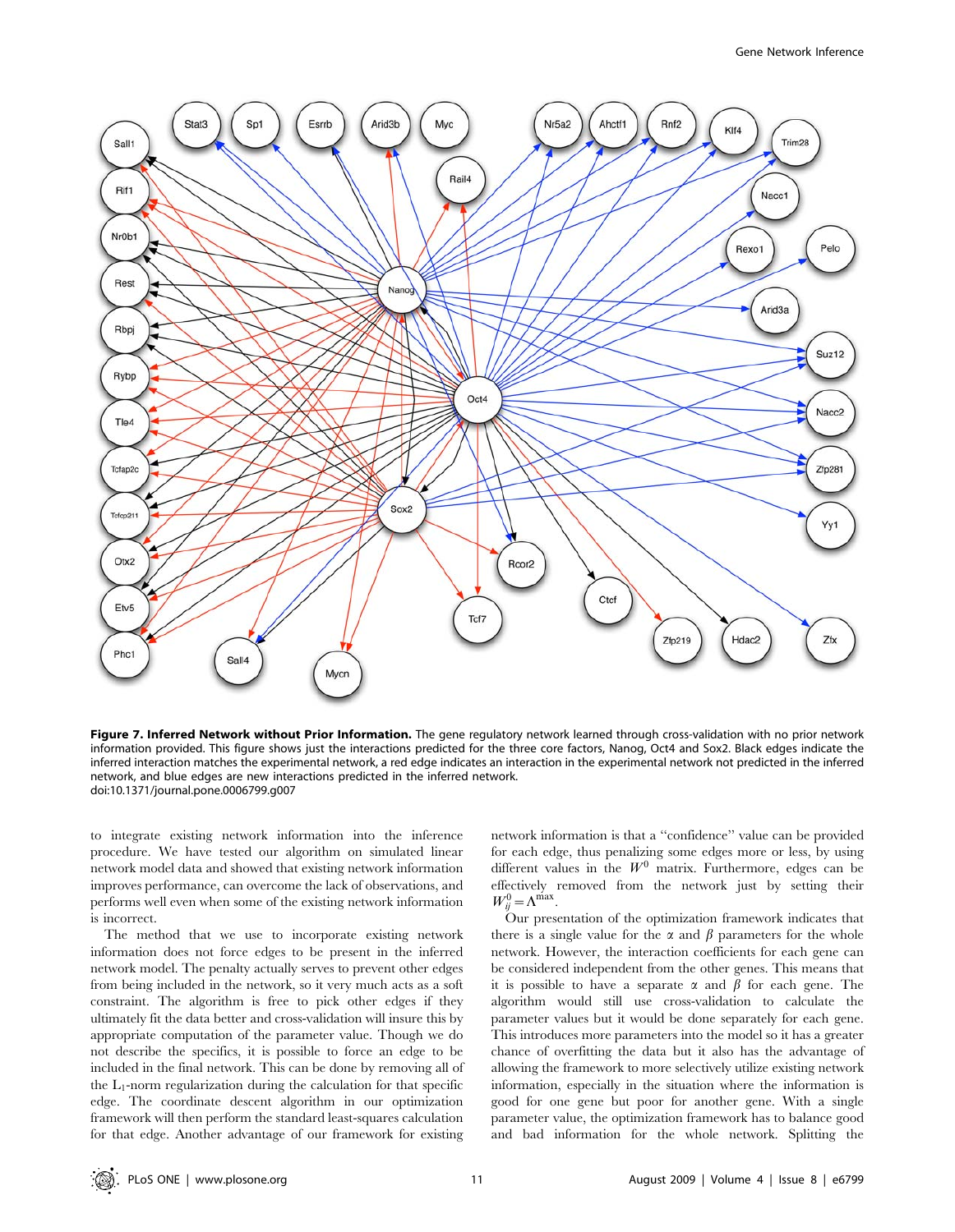**Figure 7. Inferred Network without Prior Information.** The gene regulatory network learned through cross-validation with no prior network information provided. This figure shows just the interactions predicted for the three core factors, Nanog, Oct4 and Sox2. Black edges indicate the inferred interaction matches the experimental network, a red edge indicates an interaction in the experimental network not predicted in the inferred network, and blue edges are new interactions predicted in the inferred network.
doi:10.1371/journal.pone.0006799.g007

to integrate existing network information into the inference procedure. We have tested our algorithm on simulated linear network model data and showed that existing network information improves performance, can overcome the lack of observations, and performs well even when some of the existing network information is incorrect.

The method that we use to incorporate existing network information does not force edges to be present in the inferred network model. The penalty actually serves to prevent other edges from being included in the network, so it very much acts as a soft constraint. The algorithm is free to pick other edges if they ultimately fit the data better and cross-validation will insure this by appropriate computation of the parameter value. Though we do not describe the specifics, it is possible to force an edge to be included in the final network. This can be done by removing all of the $L_1$-norm regularization during the calculation for that specific edge. The coordinate descent algorithm in our optimization framework will then perform the standard least-squares calculation for that edge. Another advantage of our framework for existing network information is that a "confidence" value can be provided for each edge, thus penalizing some edges more or less, by using different values in the $W^0$ matrix. Furthermore, edges can be effectively removed from the network just by setting their $W^0_{ij} = \Lambda^{\max}$.

Our presentation of the optimization framework indicates that there is a single value for the $\alpha$ and $\beta$ parameters for the whole network. However, the interaction coefficients for each gene can be considered independent from the other genes. This means that it is possible to have a separate $\alpha$ and $\beta$ for each gene. The algorithm would still use cross-validation to calculate the parameter values but it would be done separately for each gene. This introduces more parameters into the model so it has a greater chance of overfitting the data but it also has the advantage of allowing the framework to more selectively utilize existing network information, especially in the situation where the information is good for one gene but poor for another gene. With a single parameter value, the optimization framework has to balance good and bad information for the whole network. Splitting the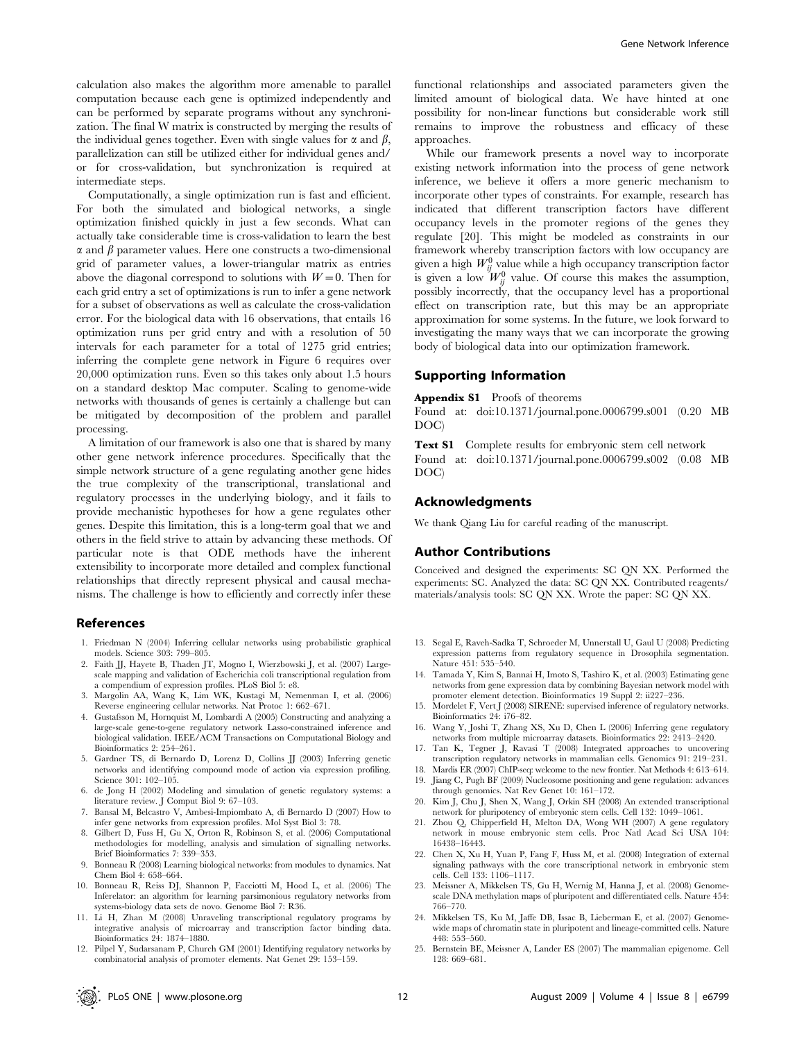calculation also makes the algorithm more amenable to parallel computation because each gene is optimized independently and can be performed by separate programs without any synchronization. The final W matrix is constructed by merging the results of the individual genes together. Even with single values for $\alpha$ and $\beta$, parallelization can still be utilized either for individual genes and/or for cross-validation, but synchronization is required at intermediate steps.

Computationally, a single optimization run is fast and efficient. For both the simulated and biological networks, a single optimization finished quickly in just a few seconds. What can actually take considerable time is cross-validation to learn the best $\alpha$ and $\beta$ parameter values. Here one constructs a two-dimensional grid of parameter values, a lower-triangular matrix as entries above the diagonal correspond to solutions with $W = 0$. Then for each grid entry a set of optimizations is run to infer a gene network for a subset of observations as well as calculate the cross-validation error. For the biological data with 16 observations, that entails 16 optimization runs per grid entry and with a resolution of 50 intervals for each parameter for a total of 1275 grid entries; inferring the complete gene network in Figure 6 requires over 20,000 optimization runs. Even so this takes only about 1.5 hours on a standard desktop Mac computer. Scaling to genome-wide networks with thousands of genes is certainly a challenge but can be mitigated by decomposition of the problem and parallel processing.

A limitation of our framework is also one that is shared by many other gene network inference procedures. Specifically that the simple network structure of a gene regulating another gene hides the true complexity of the transcriptional, translational and regulatory processes in the underlying biology, and it fails to provide mechanistic hypotheses for how a gene regulates other genes. Despite this limitation, this is a long-term goal that we and others in the field strive to attain by advancing these methods. Of particular note is that ODE methods have the inherent extensibility to incorporate more detailed and complex functional relationships that directly represent physical and causal mechanisms. The challenge is how to efficiently and correctly infer these functional relationships and associated parameters given the limited amount of biological data. We have hinted at one possibility for non-linear functions but considerable work still remains to improve the robustness and efficacy of these approaches.

While our framework presents a novel way to incorporate existing network information into the process of gene network inference, we believe it offers a more generic mechanism to incorporate other types of constraints. For example, research has indicated that different transcription factors have different occupancy levels in the promoter regions of the genes they regulate [20]. This might be modeled as constraints in our framework whereby transcription factors with low occupancy are given a high $W_{ij}^0$ value while a high occupancy transcription factor is given a low $W_{ij}^0$ value. Of course this makes the assumption, possibly incorrectly, that the occupancy level has a proportional effect on transcription rate, but this may be an appropriate approximation for some systems. In the future, we look forward to investigating the many ways that we can incorporate the growing body of biological data into our optimization framework.

## Supporting Information

**Appendix S1** Proofs of theorems
Found at: doi:10.1371/journal.pone.0006799.s001 (0.20 MB DOC)

**Text S1** Complete results for embryonic stem cell network
Found at: doi:10.1371/journal.pone.0006799.s002 (0.08 MB DOC)

## Acknowledgments

We thank Qiang Liu for careful reading of the manuscript.

## Author Contributions

Conceived and designed the experiments: SC QN XX. Performed the experiments: SC. Analyzed the data: SC QN XX. Contributed reagents/materials/analysis tools: SC QN XX. Wrote the paper: SC QN XX.

## References

1. Friedman N (2004) Inferring cellular networks using probabilistic graphical models. Science 303: 799–805.
2. Faith JJ, Hayete B, Thaden JT, Mogno I, Wierzbowski J, et al. (2007) Large-scale mapping and validation of Escherichia coli transcriptional regulation from a compendium of expression profiles. PLoS Biol 5: e8.
3. Margolin AA, Wang K, Lim WK, Kustagi M, Nemenman I, et al. (2006) Reverse engineering cellular networks. Nat Protoc 1: 662–671.
4. Gustafsson M, Hornquist M, Lombardi A (2005) Constructing and analyzing a large-scale gene-to-gene regulatory network Lasso-constrained inference and biological validation. IEEE/ACM Transactions on Computational Biology and Bioinformatics 2: 254–261.
5. Gardner TS, di Bernardo D, Lorenz D, Collins JJ (2003) Inferring genetic networks and identifying compound mode of action via expression profiling. Science 301: 102–105.
6. de Jong H (2002) Modeling and simulation of genetic regulatory systems: a literature review. J Comput Biol 9: 67–103.
7. Bansal M, Belcastro V, Ambesi-Impiombato A, di Bernardo D (2007) How to infer gene networks from expression profiles. Mol Syst Biol 3: 78.
8. Gilbert D, Fuss H, Gu X, Orton R, Robinson S, et al. (2006) Computational methodologies for modelling, analysis and simulation of signalling networks. Brief Bioinformatics 7: 339–353.
9. Bonneau R (2008) Learning biological networks: from modules to dynamics. Nat Chem Biol 4: 658–664.
10. Bonneau R, Reiss DJ, Shannon P, Facciotti M, Hood L, et al. (2006) The Inferelator: an algorithm for learning parsimonious regulatory networks from systems-biology data sets de novo. Genome Biol 7: R36.
11. Li H, Zhan M (2008) Unraveling transcriptional regulatory programs by integrative analysis of microarray and transcription factor binding data. Bioinformatics 24: 1874–1880.
12. Pilpel Y, Sudarsanam P, Church GM (2001) Identifying regulatory networks by combinatorial analysis of promoter elements. Nat Genet 29: 153–159.
13. Segal E, Raveh-Sadka T, Schroeder M, Unnerstall U, Gaul U (2008) Predicting expression patterns from regulatory sequence in Drosophila segmentation. Nature 451: 535–540.
14. Tamada Y, Kim S, Bannai H, Imoto S, Tashiro K, et al. (2003) Estimating gene networks from gene expression data by combining Bayesian network model with promoter element detection. Bioinformatics 19 Suppl 2: ii227–236.
15. Mordelet F, Vert J (2008) SIRENE: supervised inference of regulatory networks. Bioinformatics 24: i76–82.
16. Wang Y, Joshi T, Zhang XS, Xu D, Chen L (2006) Inferring gene regulatory networks from multiple microarray datasets. Bioinformatics 22: 2413–2420.
17. Tan K, Tegner J, Ravasi T (2008) Integrated approaches to uncovering transcription regulatory networks in mammalian cells. Genomics 91: 219–231.
18. Mardis ER (2007) ChIP-seq: welcome to the new frontier. Nat Methods 4: 613–614.
19. Jiang C, Pugh BF (2009) Nucleosome positioning and gene regulation: advances through genomics. Nat Rev Genet 10: 161–172.
20. Kim J, Chu J, Shen X, Wang J, Orkin SH (2008) An extended transcriptional network for pluripotency of embryonic stem cells. Cell 132: 1049–1061.
21. Zhou Q, Chipperfield H, Melton DA, Wong WH (2007) A gene regulatory network in mouse embryonic stem cells. Proc Natl Acad Sci USA 104: 16438–16443.
22. Chen X, Xu H, Yuan P, Fang F, Huss M, et al. (2008) Integration of external signaling pathways with the core transcriptional network in embryonic stem cells. Cell 133: 1106–1117.
23. Meissner A, Mikkelsen TS, Gu H, Wernig M, Hanna J, et al. (2008) Genome-scale DNA methylation maps of pluripotent and differentiated cells. Nature 454: 766–770.
24. Mikkelsen TS, Ku M, Jaffe DB, Issac B, Lieberman E, et al. (2007) Genome-wide maps of chromatin state in pluripotent and lineage-committed cells. Nature 448: 553–560.
25. Bernstein BE, Meissner A, Lander ES (2007) The mammalian epigenome. Cell 128: 669–681.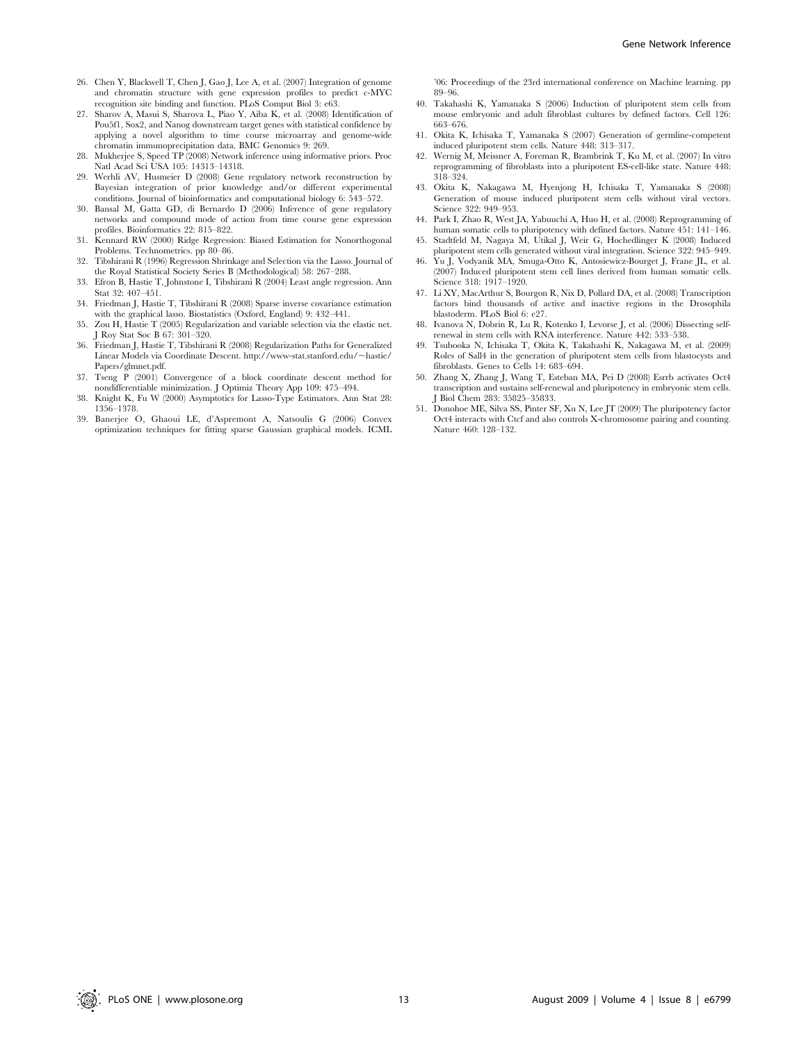26. Chen Y, Blackwell T, Chen J, Gao J, Lee A, et al. (2007) Integration of genome and chromatin structure with gene expression profiles to predict c-MYC recognition site binding and function. PLoS Comput Biol 3: e63.
27. Sharov A, Masui S, Sharova L, Piao Y, Aiba K, et al. (2008) Identification of Pou5f1, Sox2, and Nanog downstream target genes with statistical confidence by applying a novel algorithm to time course microarray and genome-wide chromatin immunoprecipitation data. BMC Genomics 9: 269.
28. Mukherjee S, Speed TP (2008) Network inference using informative priors. Proc Natl Acad Sci USA 105: 14313–14318.
29. Werhli AV, Husmeier D (2008) Gene regulatory network reconstruction by Bayesian integration of prior knowledge and/or different experimental conditions. Journal of bioinformatics and computational biology 6: 543–572.
30. Bansal M, Gatta GD, di Bernardo D (2006) Inference of gene regulatory networks and compound mode of action from time course gene expression profiles. Bioinformatics 22: 815–822.
31. Kennard RW (2000) Ridge Regression: Biased Estimation for Nonorthogonal Problems. Technometrics. pp 80–86.
32. Tibshirani R (1996) Regression Shrinkage and Selection via the Lasso. Journal of the Royal Statistical Society Series B (Methodological) 58: 267–288.
33. Efron B, Hastie T, Johnstone I, Tibshirani R (2004) Least angle regression. Ann Stat 32: 407–451.
34. Friedman J, Hastie T, Tibshirani R (2008) Sparse inverse covariance estimation with the graphical lasso. Biostatistics (Oxford, England) 9: 432–441.
35. Zou H, Hastie T (2005) Regularization and variable selection via the elastic net. J Roy Stat Soc B 67: 301–320.
36. Friedman J, Hastie T, Tibshirani R (2008) Regularization Paths for Generalized Linear Models via Coordinate Descent. http://www-stat.stanford.edu/~hastie/Papers/glmnet.pdf.
37. Tseng P (2001) Convergence of a block coordinate descent method for nondifferentiable minimization. J Optimiz Theory App 109: 475–494.
38. Knight K, Fu W (2000) Asymptotics for Lasso-Type Estimators. Ann Stat 28: 1356–1378.
39. Banerjee O, Ghaoui LE, d'Aspremont A, Natsoulis G (2006) Convex optimization techniques for fitting sparse Gaussian graphical models. ICML '06: Proceedings of the 23rd international conference on Machine learning. pp 89–96.
40. Takahashi K, Yamanaka S (2006) Induction of pluripotent stem cells from mouse embryonic and adult fibroblast cultures by defined factors. Cell 126: 663–676.
41. Okita K, Ichisaka T, Yamanaka S (2007) Generation of germline-competent induced pluripotent stem cells. Nature 448: 313–317.
42. Wernig M, Meissner A, Foreman R, Brambrink T, Ku M, et al. (2007) In vitro reprogramming of fibroblasts into a pluripotent ES-cell-like state. Nature 448: 318–324.
43. Okita K, Nakagawa M, Hyenjong H, Ichisaka T, Yamanaka S (2008) Generation of mouse induced pluripotent stem cells without viral vectors. Science 322: 949–953.
44. Park I, Zhao R, West JA, Yabuuchi A, Huo H, et al. (2008) Reprogramming of human somatic cells to pluripotency with defined factors. Nature 451: 141–146.
45. Stadtfeld M, Nagaya M, Utikal J, Weir G, Hochedlinger K (2008) Induced pluripotent stem cells generated without viral integration. Science 322: 945–949.
46. Yu J, Vodyanik MA, Smuga-Otto K, Antosiewicz-Bourget J, Frane JL, et al. (2007) Induced pluripotent stem cell lines derived from human somatic cells. Science 318: 1917–1920.
47. Li XY, MacArthur S, Bourgon R, Nix D, Pollard DA, et al. (2008) Transcription factors bind thousands of active and inactive regions in the Drosophila blastoderm. PLoS Biol 6: e27.
48. Ivanova N, Dobrin R, Lu R, Kotenko I, Levorse J, et al. (2006) Dissecting self-renewal in stem cells with RNA interference. Nature 442: 533–538.
49. Tsubooka N, Ichisaka T, Okita K, Takahashi K, Nakagawa M, et al. (2009) Roles of Sall4 in the generation of pluripotent stem cells from blastocysts and fibroblasts. Genes to Cells 14: 683–694.
50. Zhang X, Zhang J, Wang T, Esteban MA, Pei D (2008) Esrrb activates Oct4 transcription and sustains self-renewal and pluripotency in embryonic stem cells. J Biol Chem 283: 35825–35833.
51. Donohoe ME, Silva SS, Pinter SF, Xu N, Lee JT (2009) The pluripotency factor Oct4 interacts with Ctcf and also controls X-chromosome pairing and counting. Nature 460: 128–132.